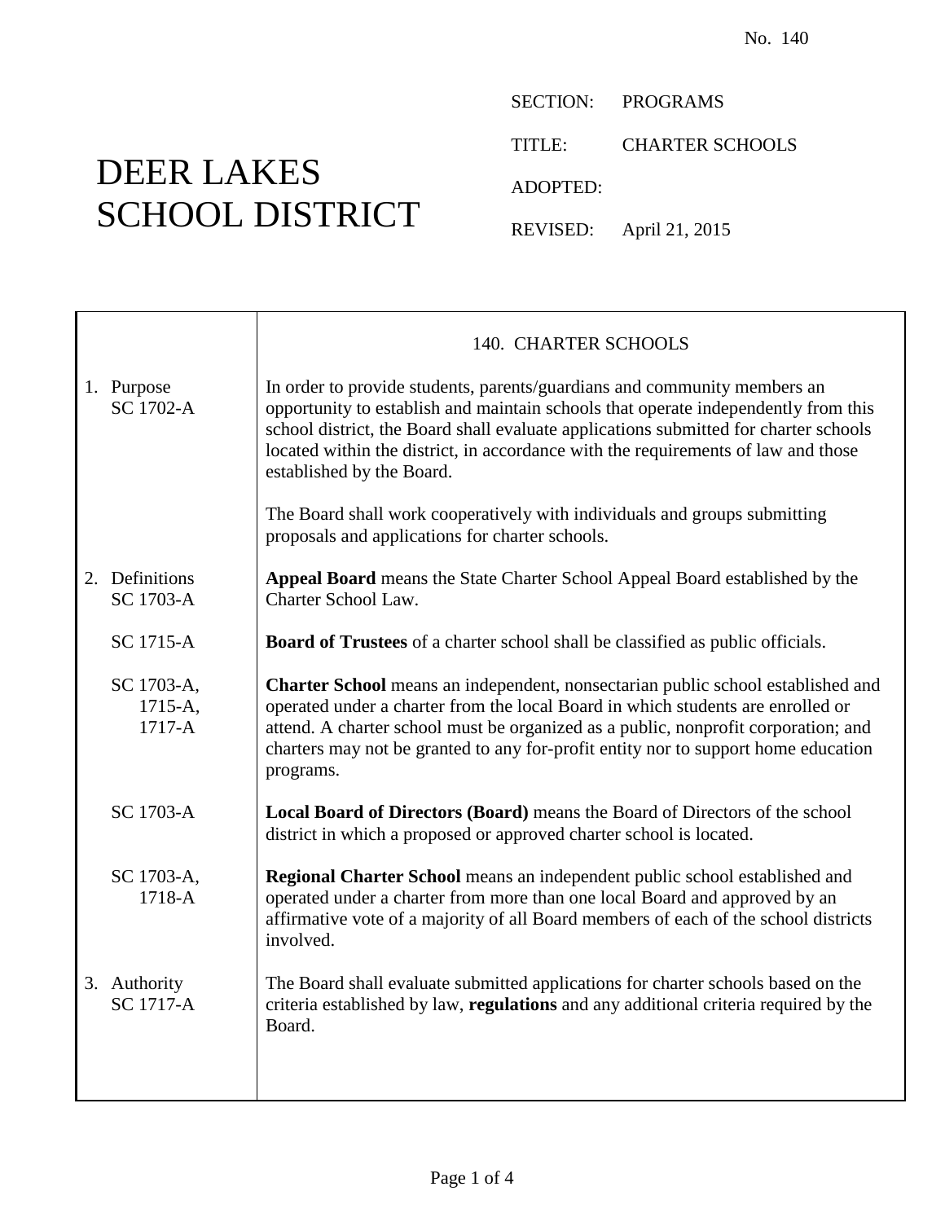No. 140

# DEER LAKES SCHOOL DISTRICT

SECTION: PROGRAMS

TITLE: CHARTER SCHOOLS

ADOPTED:

REVISED: April 21, 2015

## 140. CHARTER SCHOOLS

**1. Purpose**
SC 1702-A

In order to provide students, parents/guardians and community members an opportunity to establish and maintain schools that operate independently from this school district, the Board shall evaluate applications submitted for charter schools located within the district, in accordance with the requirements of law and those established by the Board.

The Board shall work cooperatively with individuals and groups submitting proposals and applications for charter schools.

**2. Definitions**
SC 1703-A

**Appeal Board** means the State Charter School Appeal Board established by the Charter School Law.

SC 1715-A

**Board of Trustees** of a charter school shall be classified as public officials.

SC 1703-A, 1715-A, 1717-A

**Charter School** means an independent, nonsectarian public school established and operated under a charter from the local Board in which students are enrolled or attend. A charter school must be organized as a public, nonprofit corporation; and charters may not be granted to any for-profit entity nor to support home education programs.

SC 1703-A

**Local Board of Directors (Board)** means the Board of Directors of the school district in which a proposed or approved charter school is located.

SC 1703-A, 1718-A

**Regional Charter School** means an independent public school established and operated under a charter from more than one local Board and approved by an affirmative vote of a majority of all Board members of each of the school districts involved.

**3. Authority**
SC 1717-A

The Board shall evaluate submitted applications for charter schools based on the criteria established by law, **regulations** and any additional criteria required by the Board.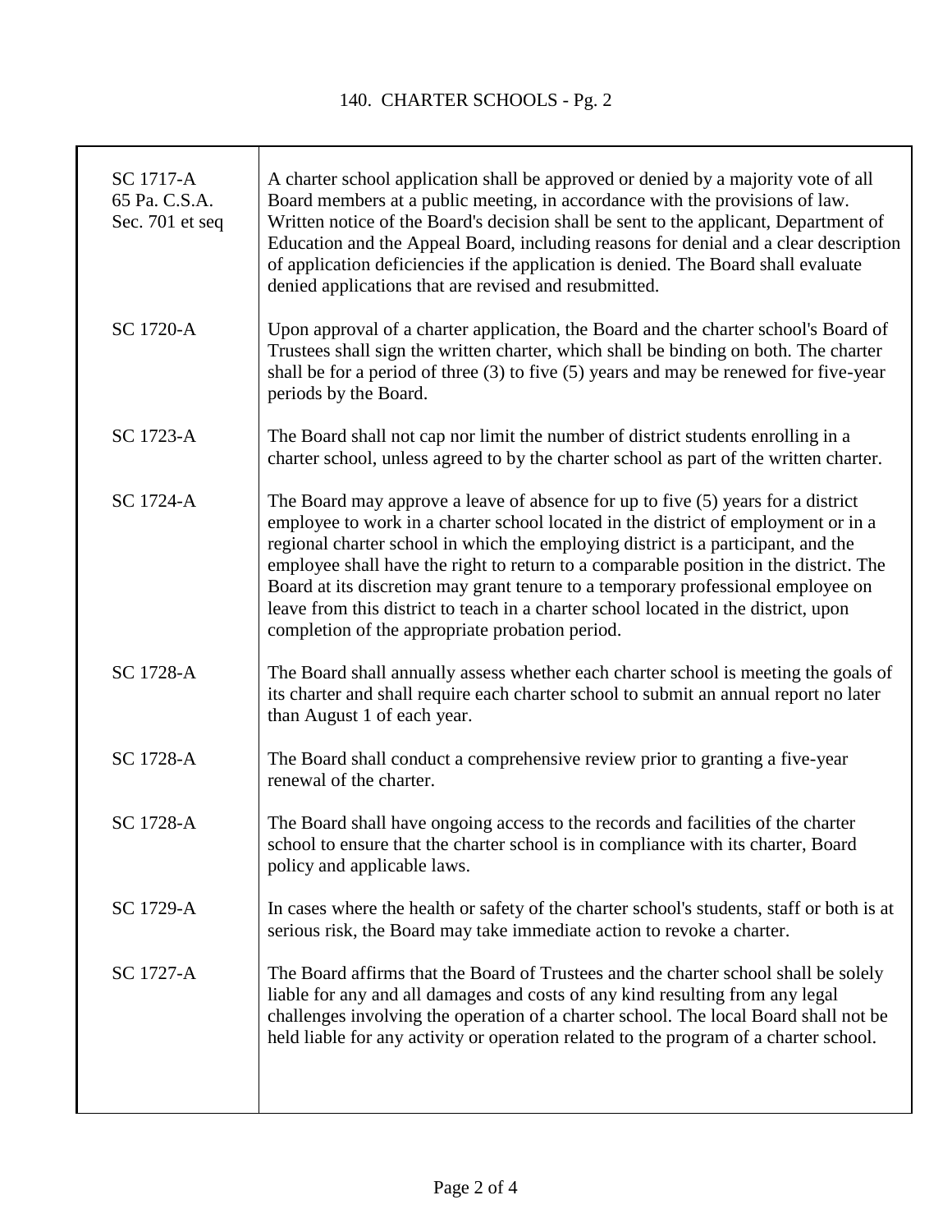# 140. CHARTER SCHOOLS - Pg. 2

| | |
|---|---|
| SC 1717-A<br>65 Pa. C.S.A.<br>Sec. 701 et seq | A charter school application shall be approved or denied by a majority vote of all Board members at a public meeting, in accordance with the provisions of law. Written notice of the Board's decision shall be sent to the applicant, Department of Education and the Appeal Board, including reasons for denial and a clear description of application deficiencies if the application is denied. The Board shall evaluate denied applications that are revised and resubmitted. |
| SC 1720-A | Upon approval of a charter application, the Board and the charter school's Board of Trustees shall sign the written charter, which shall be binding on both. The charter shall be for a period of three (3) to five (5) years and may be renewed for five-year periods by the Board. |
| SC 1723-A | The Board shall not cap nor limit the number of district students enrolling in a charter school, unless agreed to by the charter school as part of the written charter. |
| SC 1724-A | The Board may approve a leave of absence for up to five (5) years for a district employee to work in a charter school located in the district of employment or in a regional charter school in which the employing district is a participant, and the employee shall have the right to return to a comparable position in the district. The Board at its discretion may grant tenure to a temporary professional employee on leave from this district to teach in a charter school located in the district, upon completion of the appropriate probation period. |
| SC 1728-A | The Board shall annually assess whether each charter school is meeting the goals of its charter and shall require each charter school to submit an annual report no later than August 1 of each year. |
| SC 1728-A | The Board shall conduct a comprehensive review prior to granting a five-year renewal of the charter. |
| SC 1728-A | The Board shall have ongoing access to the records and facilities of the charter school to ensure that the charter school is in compliance with its charter, Board policy and applicable laws. |
| SC 1729-A | In cases where the health or safety of the charter school's students, staff or both is at serious risk, the Board may take immediate action to revoke a charter. |
| SC 1727-A | The Board affirms that the Board of Trustees and the charter school shall be solely liable for any and all damages and costs of any kind resulting from any legal challenges involving the operation of a charter school. The local Board shall not be held liable for any activity or operation related to the program of a charter school. |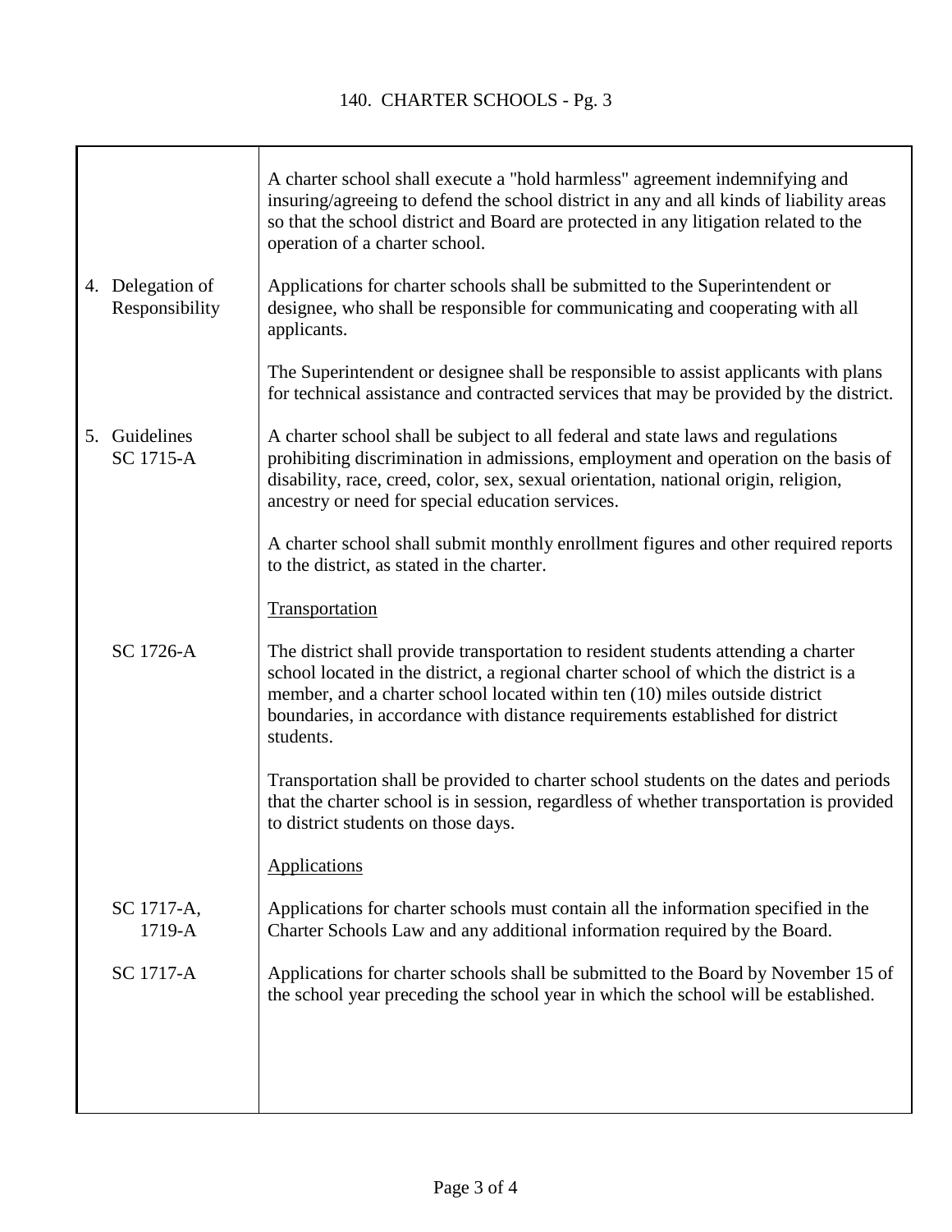| | |
|---|---|
| | A charter school shall execute a "hold harmless" agreement indemnifying and insuring/agreeing to defend the school district in any and all kinds of liability areas so that the school district and Board are protected in any litigation related to the operation of a charter school. |
| 4. Delegation of Responsibility | Applications for charter schools shall be submitted to the Superintendent or designee, who shall be responsible for communicating and cooperating with all applicants. |
| | The Superintendent or designee shall be responsible to assist applicants with plans for technical assistance and contracted services that may be provided by the district. |
| 5. Guidelines SC 1715-A | A charter school shall be subject to all federal and state laws and regulations prohibiting discrimination in admissions, employment and operation on the basis of disability, race, creed, color, sex, sexual orientation, national origin, religion, ancestry or need for special education services. |
| | A charter school shall submit monthly enrollment figures and other required reports to the district, as stated in the charter. |
| | Transportation |
| SC 1726-A | The district shall provide transportation to resident students attending a charter school located in the district, a regional charter school of which the district is a member, and a charter school located within ten (10) miles outside district boundaries, in accordance with distance requirements established for district students. |
| | Transportation shall be provided to charter school students on the dates and periods that the charter school is in session, regardless of whether transportation is provided to district students on those days. |
| | Applications |
| SC 1717-A, 1719-A | Applications for charter schools must contain all the information specified in the Charter Schools Law and any additional information required by the Board. |
| SC 1717-A | Applications for charter schools shall be submitted to the Board by November 15 of the school year preceding the school year in which the school will be established. |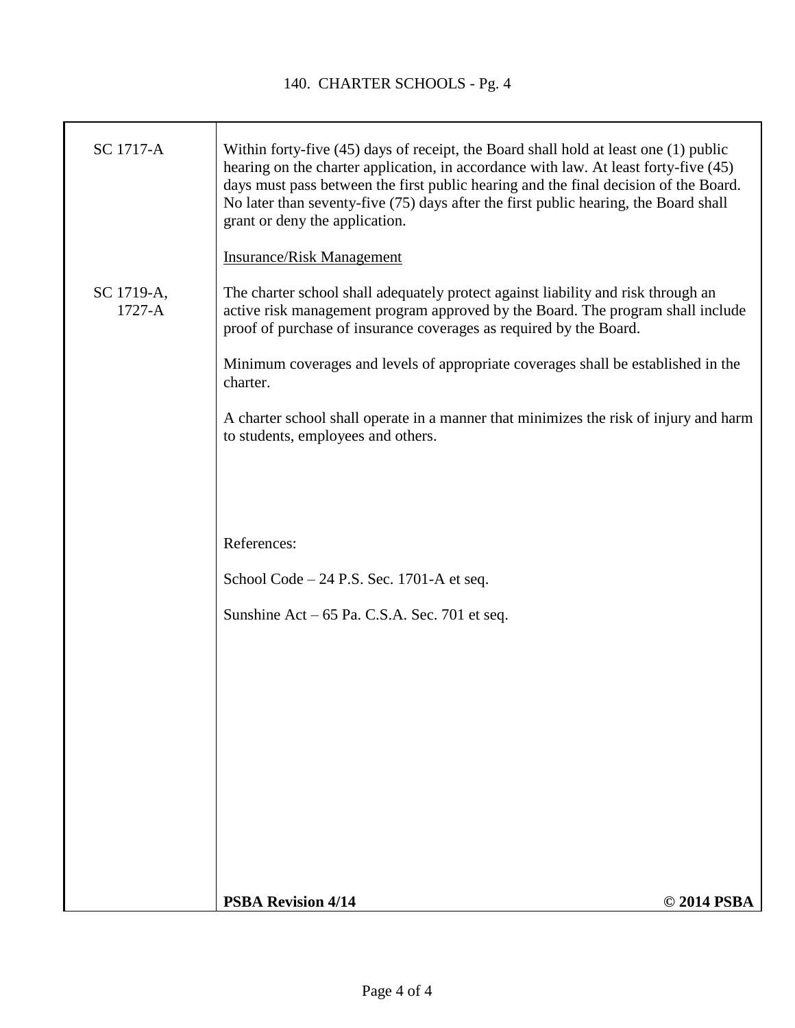SC 1717-A

Within forty-five (45) days of receipt, the Board shall hold at least one (1) public hearing on the charter application, in accordance with law. At least forty-five (45) days must pass between the first public hearing and the final decision of the Board. No later than seventy-five (75) days after the first public hearing, the Board shall grant or deny the application.

Insurance/Risk Management

SC 1719-A, 1727-A

The charter school shall adequately protect against liability and risk through an active risk management program approved by the Board. The program shall include proof of purchase of insurance coverages as required by the Board.

Minimum coverages and levels of appropriate coverages shall be established in the charter.

A charter school shall operate in a manner that minimizes the risk of injury and harm to students, employees and others.

References:

School Code – 24 P.S. Sec. 1701-A et seq.

Sunshine Act – 65 Pa. C.S.A. Sec. 701 et seq.

**PSBA Revision 4/14** **© 2014 PSBA**